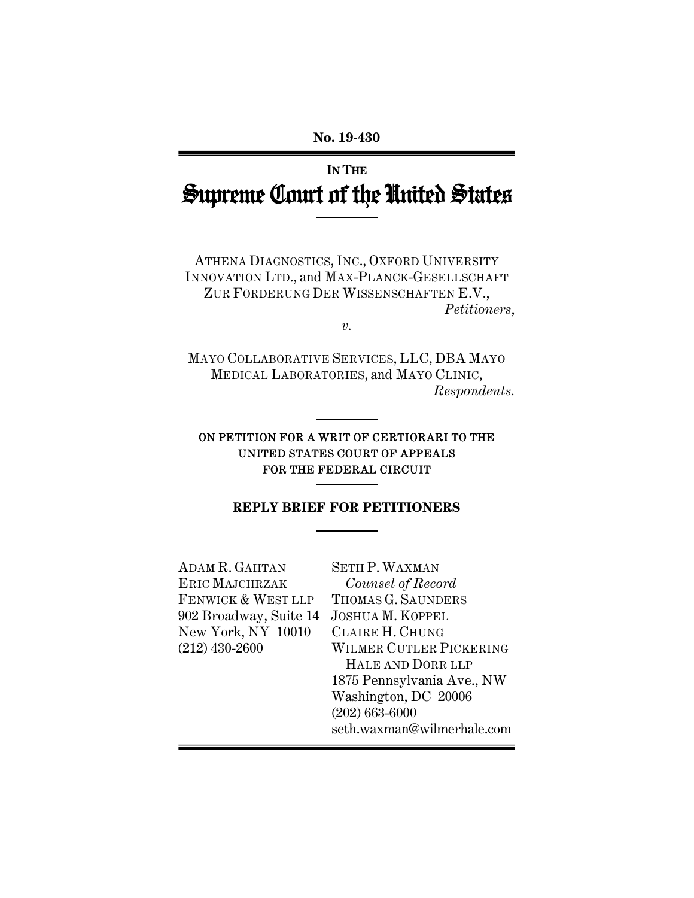**No. 19-430**

---

**IN THE**

# Supreme Court of the United States

---

ATHENA DIAGNOSTICS, INC., OXFORD UNIVERSITY INNOVATION LTD., and MAX-PLANCK-GESELLSCHAFT ZUR FORDERUNG DER WISSENSCHAFTEN E.V.,

*Petitioners*,

*v.*

MAYO COLLABORATIVE SERVICES, LLC, DBA MAYO MEDICAL LABORATORIES, and MAYO CLINIC,

*Respondents.*

---

ON PETITION FOR A WRIT OF CERTIORARI TO THE UNITED STATES COURT OF APPEALS FOR THE FEDERAL CIRCUIT

---

**REPLY BRIEF FOR PETITIONERS**

---

ADAM R. GAHTAN
ERIC MAJCHRZAK
FENWICK & WEST LLP
902 Broadway, Suite 14
New York, NY 10010
(212) 430-2600

SETH P. WAXMAN
*Counsel of Record*
THOMAS G. SAUNDERS
JOSHUA M. KOPPEL
CLAIRE H. CHUNG
WILMER CUTLER PICKERING HALE AND DORR LLP
1875 Pennsylvania Ave., NW
Washington, DC 20006
(202) 663-6000
seth.waxman@wilmerhale.com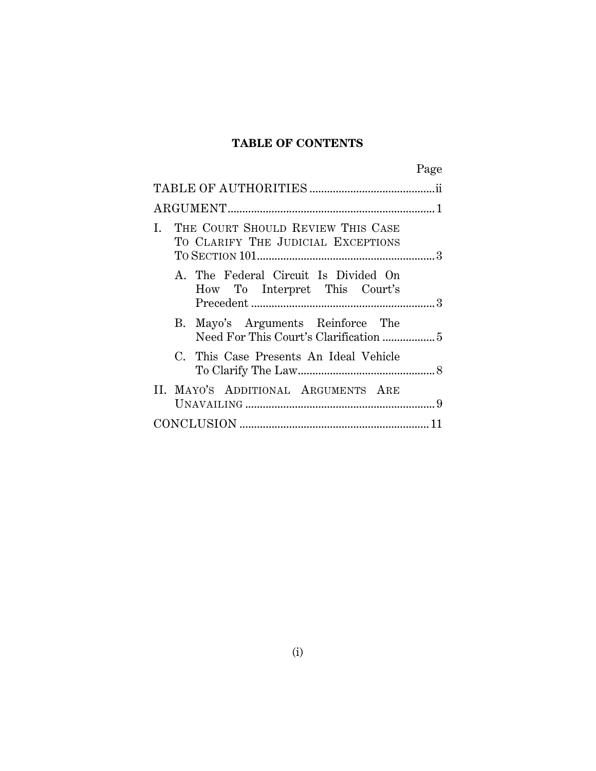**TABLE OF CONTENTS**

| | Page |
|---|---|
| TABLE OF AUTHORITIES | ii |
| ARGUMENT | 1 |
| I. THE COURT SHOULD REVIEW THIS CASE TO CLARIFY THE JUDICIAL EXCEPTIONS TO SECTION 101 | 3 |
| A. The Federal Circuit Is Divided On How To Interpret This Court's Precedent | 3 |
| B. Mayo's Arguments Reinforce The Need For This Court's Clarification | 5 |
| C. This Case Presents An Ideal Vehicle To Clarify The Law | 8 |
| II. MAYO'S ADDITIONAL ARGUMENTS ARE UNAVAILING | 9 |
| CONCLUSION | 11 |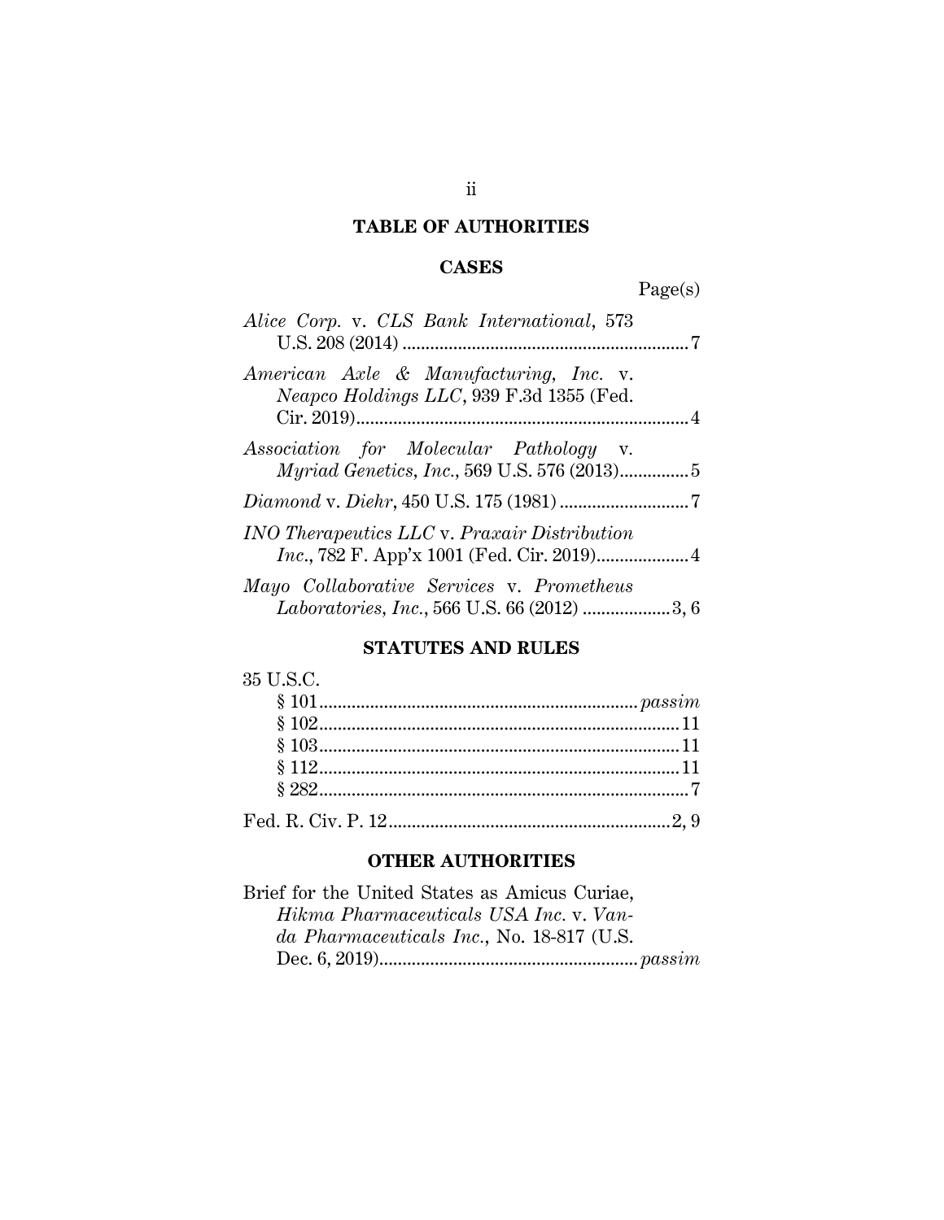## TABLE OF AUTHORITIES

### CASES

Page(s)

*Alice Corp.* v. *CLS Bank International*, 573 U.S. 208 (2014) .......... 7

*American Axle & Manufacturing, Inc.* v. *Neapco Holdings LLC*, 939 F.3d 1355 (Fed. Cir. 2019) .......... 4

*Association for Molecular Pathology* v. *Myriad Genetics, Inc.*, 569 U.S. 576 (2013) .......... 5

*Diamond* v. *Diehr*, 450 U.S. 175 (1981) .......... 7

*INO Therapeutics LLC* v. *Praxair Distribution Inc.*, 782 F. App'x 1001 (Fed. Cir. 2019) .......... 4

*Mayo Collaborative Services* v. *Prometheus Laboratories, Inc.*, 566 U.S. 66 (2012) .......... 3, 6

### STATUTES AND RULES

35 U.S.C.

- § 101 .......... *passim*
- § 102 .......... 11
- § 103 .......... 11
- § 112 .......... 11
- § 282 .......... 7

Fed. R. Civ. P. 12 .......... 2, 9

### OTHER AUTHORITIES

Brief for the United States as Amicus Curiae, *Hikma Pharmaceuticals USA Inc.* v. *Vanda Pharmaceuticals Inc.*, No. 18-817 (U.S. Dec. 6, 2019) .......... *passim*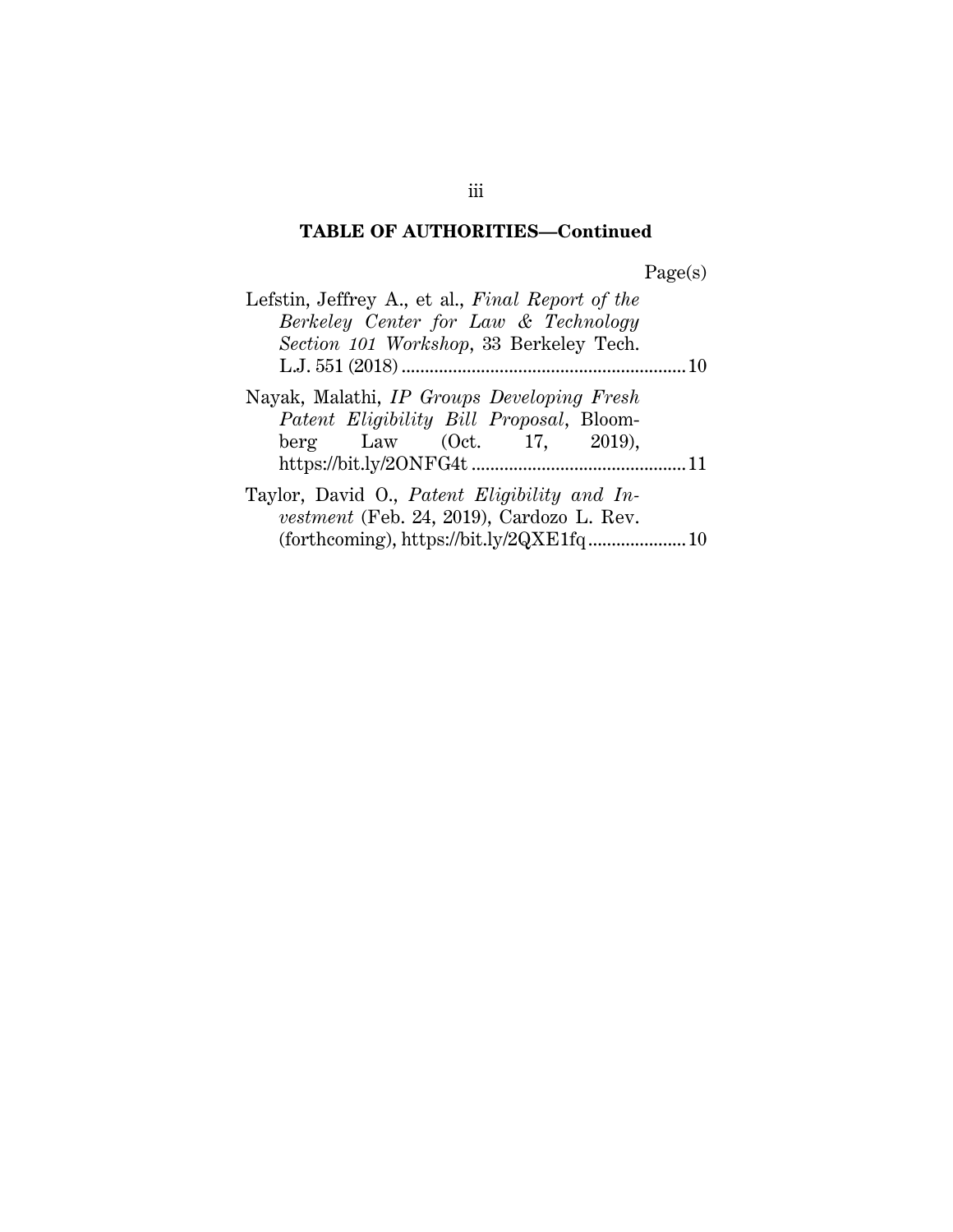## TABLE OF AUTHORITIES—Continued

Page(s)

Lefstin, Jeffrey A., et al., *Final Report of the Berkeley Center for Law & Technology Section 101 Workshop*, 33 Berkeley Tech. L.J. 551 (2018) .......... 10

Nayak, Malathi, *IP Groups Developing Fresh Patent Eligibility Bill Proposal*, Bloomberg Law (Oct. 17, 2019), https://bit.ly/2ONFG4t .......... 11

Taylor, David O., *Patent Eligibility and Investment* (Feb. 24, 2019), Cardozo L. Rev. (forthcoming), https://bit.ly/2QXE1fq .......... 10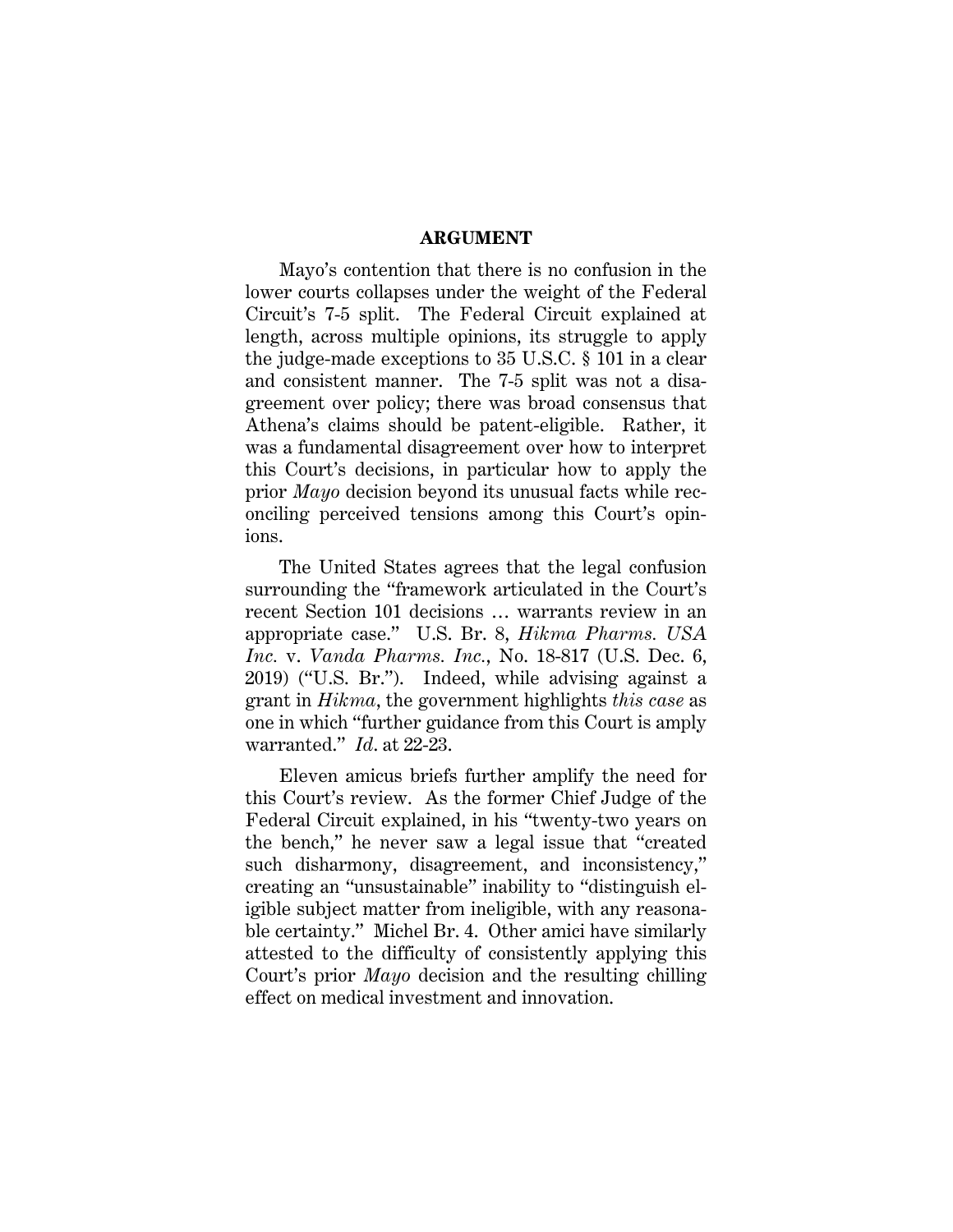## ARGUMENT

Mayo's contention that there is no confusion in the lower courts collapses under the weight of the Federal Circuit's 7-5 split. The Federal Circuit explained at length, across multiple opinions, its struggle to apply the judge-made exceptions to 35 U.S.C. § 101 in a clear and consistent manner. The 7-5 split was not a disagreement over policy; there was broad consensus that Athena's claims should be patent-eligible. Rather, it was a fundamental disagreement over how to interpret this Court's decisions, in particular how to apply the prior *Mayo* decision beyond its unusual facts while reconciling perceived tensions among this Court's opinions.

The United States agrees that the legal confusion surrounding the "framework articulated in the Court's recent Section 101 decisions … warrants review in an appropriate case." U.S. Br. 8, *Hikma Pharms. USA Inc.* v. *Vanda Pharms. Inc.*, No. 18-817 (U.S. Dec. 6, 2019) ("U.S. Br."). Indeed, while advising against a grant in *Hikma*, the government highlights *this case* as one in which "further guidance from this Court is amply warranted." *Id*. at 22-23.

Eleven amicus briefs further amplify the need for this Court's review. As the former Chief Judge of the Federal Circuit explained, in his "twenty-two years on the bench," he never saw a legal issue that "created such disharmony, disagreement, and inconsistency," creating an "unsustainable" inability to "distinguish eligible subject matter from ineligible, with any reasonable certainty." Michel Br. 4. Other amici have similarly attested to the difficulty of consistently applying this Court's prior *Mayo* decision and the resulting chilling effect on medical investment and innovation.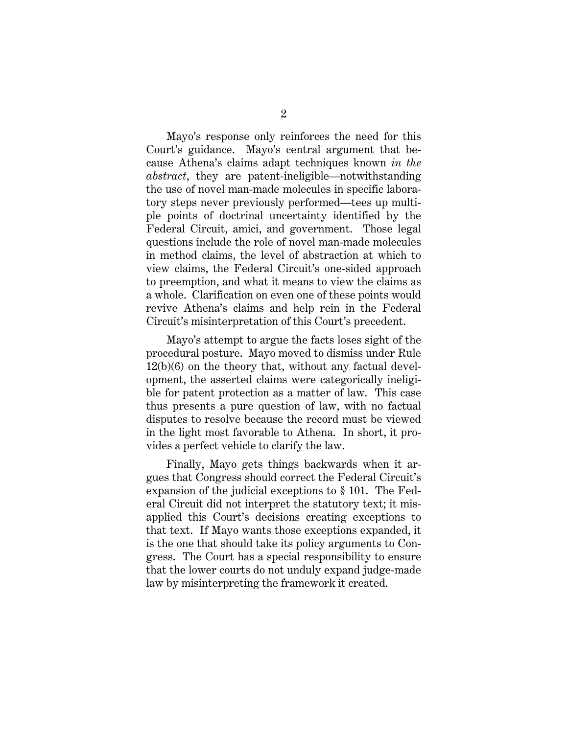Mayo's response only reinforces the need for this Court's guidance. Mayo's central argument that because Athena's claims adapt techniques known *in the abstract*, they are patent-ineligible—notwithstanding the use of novel man-made molecules in specific laboratory steps never previously performed—tees up multiple points of doctrinal uncertainty identified by the Federal Circuit, amici, and government. Those legal questions include the role of novel man-made molecules in method claims, the level of abstraction at which to view claims, the Federal Circuit's one-sided approach to preemption, and what it means to view the claims as a whole. Clarification on even one of these points would revive Athena's claims and help rein in the Federal Circuit's misinterpretation of this Court's precedent.

Mayo's attempt to argue the facts loses sight of the procedural posture. Mayo moved to dismiss under Rule 12(b)(6) on the theory that, without any factual development, the asserted claims were categorically ineligible for patent protection as a matter of law. This case thus presents a pure question of law, with no factual disputes to resolve because the record must be viewed in the light most favorable to Athena. In short, it provides a perfect vehicle to clarify the law.

Finally, Mayo gets things backwards when it argues that Congress should correct the Federal Circuit's expansion of the judicial exceptions to § 101. The Federal Circuit did not interpret the statutory text; it misapplied this Court's decisions creating exceptions to that text. If Mayo wants those exceptions expanded, it is the one that should take its policy arguments to Congress. The Court has a special responsibility to ensure that the lower courts do not unduly expand judge-made law by misinterpreting the framework it created.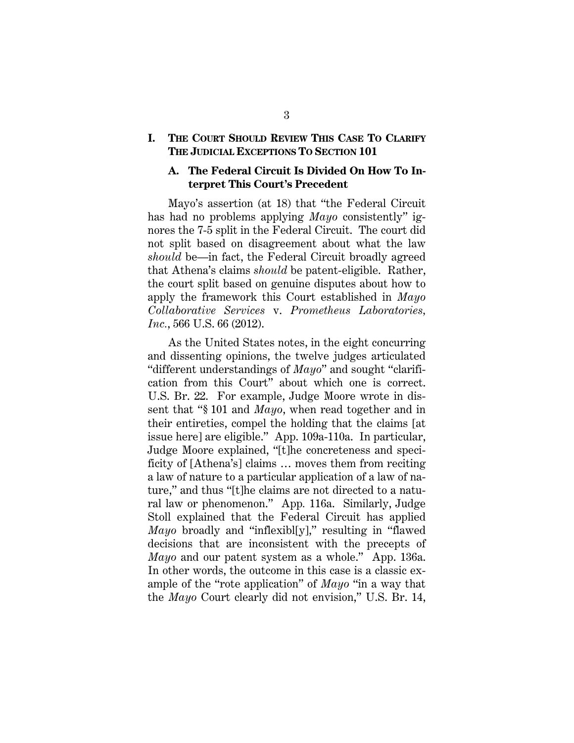## I. THE COURT SHOULD REVIEW THIS CASE TO CLARIFY THE JUDICIAL EXCEPTIONS TO SECTION 101

### A. The Federal Circuit Is Divided On How To Interpret This Court's Precedent

Mayo's assertion (at 18) that "the Federal Circuit has had no problems applying *Mayo* consistently" ignores the 7-5 split in the Federal Circuit. The court did not split based on disagreement about what the law *should* be—in fact, the Federal Circuit broadly agreed that Athena's claims *should* be patent-eligible. Rather, the court split based on genuine disputes about how to apply the framework this Court established in *Mayo Collaborative Services* v. *Prometheus Laboratories, Inc.*, 566 U.S. 66 (2012).

As the United States notes, in the eight concurring and dissenting opinions, the twelve judges articulated "different understandings of *Mayo*" and sought "clarification from this Court" about which one is correct. U.S. Br. 22. For example, Judge Moore wrote in dissent that "§ 101 and *Mayo*, when read together and in their entireties, compel the holding that the claims [at issue here] are eligible." App. 109a-110a. In particular, Judge Moore explained, "[t]he concreteness and specificity of [Athena's] claims … moves them from reciting a law of nature to a particular application of a law of nature," and thus "[t]he claims are not directed to a natural law or phenomenon." App. 116a. Similarly, Judge Stoll explained that the Federal Circuit has applied *Mayo* broadly and "inflexibl[y]," resulting in "flawed decisions that are inconsistent with the precepts of *Mayo* and our patent system as a whole." App. 136a. In other words, the outcome in this case is a classic example of the "rote application" of *Mayo* "in a way that the *Mayo* Court clearly did not envision," U.S. Br. 14,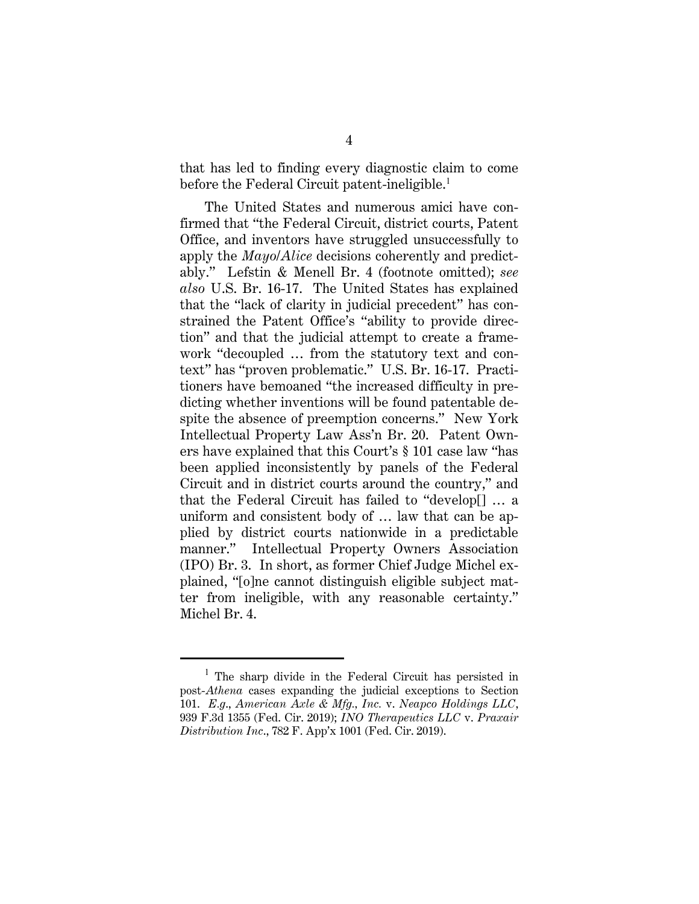that has led to finding every diagnostic claim to come before the Federal Circuit patent-ineligible.[1]

The United States and numerous amici have confirmed that "the Federal Circuit, district courts, Patent Office, and inventors have struggled unsuccessfully to apply the *Mayo*/*Alice* decisions coherently and predictably." Lefstin & Menell Br. 4 (footnote omitted); *see also* U.S. Br. 16-17. The United States has explained that the "lack of clarity in judicial precedent" has constrained the Patent Office's "ability to provide direction" and that the judicial attempt to create a framework "decoupled … from the statutory text and context" has "proven problematic." U.S. Br. 16-17. Practitioners have bemoaned "the increased difficulty in predicting whether inventions will be found patentable despite the absence of preemption concerns." New York Intellectual Property Law Ass'n Br. 20. Patent Owners have explained that this Court's § 101 case law "has been applied inconsistently by panels of the Federal Circuit and in district courts around the country," and that the Federal Circuit has failed to "develop[] … a uniform and consistent body of … law that can be applied by district courts nationwide in a predictable manner." Intellectual Property Owners Association (IPO) Br. 3. In short, as former Chief Judge Michel explained, "[o]ne cannot distinguish eligible subject matter from ineligible, with any reasonable certainty." Michel Br. 4.

---

[1] The sharp divide in the Federal Circuit has persisted in post-*Athena* cases expanding the judicial exceptions to Section 101. *E.g.*, *American Axle & Mfg., Inc.* v. *Neapco Holdings LLC*, 939 F.3d 1355 (Fed. Cir. 2019); *INO Therapeutics LLC* v. *Praxair Distribution Inc*., 782 F. App'x 1001 (Fed. Cir. 2019).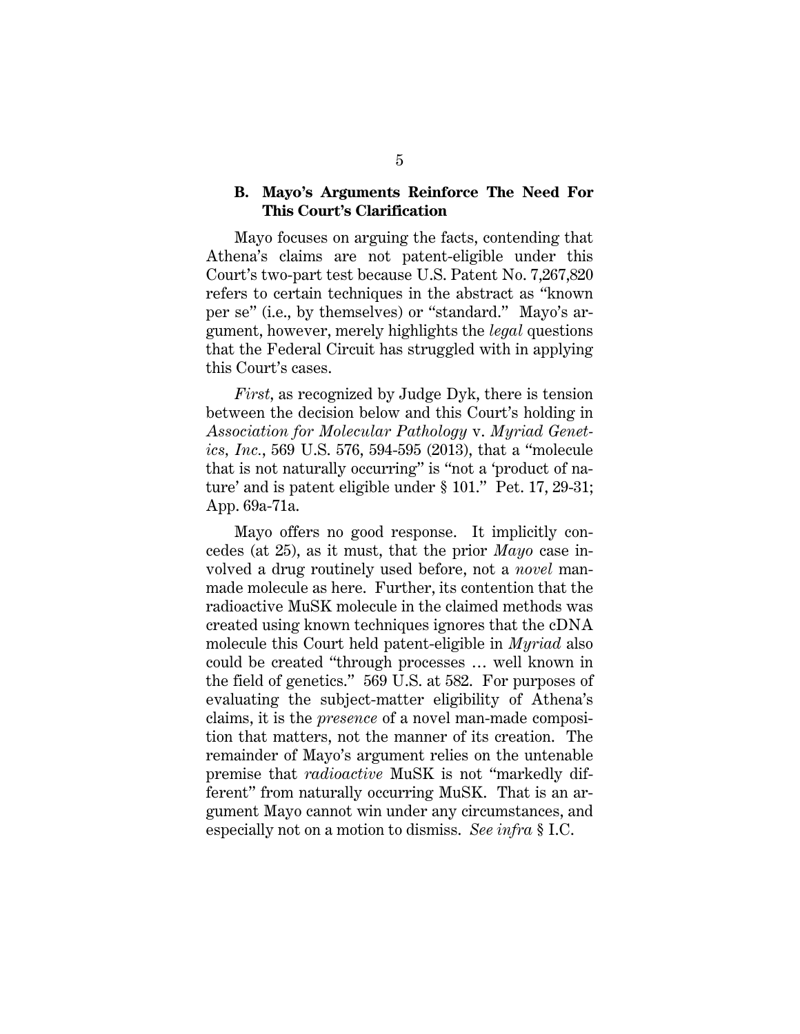### B. Mayo's Arguments Reinforce The Need For This Court's Clarification

Mayo focuses on arguing the facts, contending that Athena's claims are not patent-eligible under this Court's two-part test because U.S. Patent No. 7,267,820 refers to certain techniques in the abstract as "known per se" (i.e., by themselves) or "standard." Mayo's argument, however, merely highlights the *legal* questions that the Federal Circuit has struggled with in applying this Court's cases.

*First*, as recognized by Judge Dyk, there is tension between the decision below and this Court's holding in *Association for Molecular Pathology* v. *Myriad Genetics, Inc.*, 569 U.S. 576, 594-595 (2013), that a "molecule that is not naturally occurring" is "not a 'product of nature' and is patent eligible under § 101." Pet. 17, 29-31; App. 69a-71a.

Mayo offers no good response. It implicitly concedes (at 25), as it must, that the prior *Mayo* case involved a drug routinely used before, not a *novel* man-made molecule as here. Further, its contention that the radioactive MuSK molecule in the claimed methods was created using known techniques ignores that the cDNA molecule this Court held patent-eligible in *Myriad* also could be created "through processes … well known in the field of genetics." 569 U.S. at 582. For purposes of evaluating the subject-matter eligibility of Athena's claims, it is the *presence* of a novel man-made composition that matters, not the manner of its creation. The remainder of Mayo's argument relies on the untenable premise that *radioactive* MuSK is not "markedly different" from naturally occurring MuSK. That is an argument Mayo cannot win under any circumstances, and especially not on a motion to dismiss. *See infra* § I.C.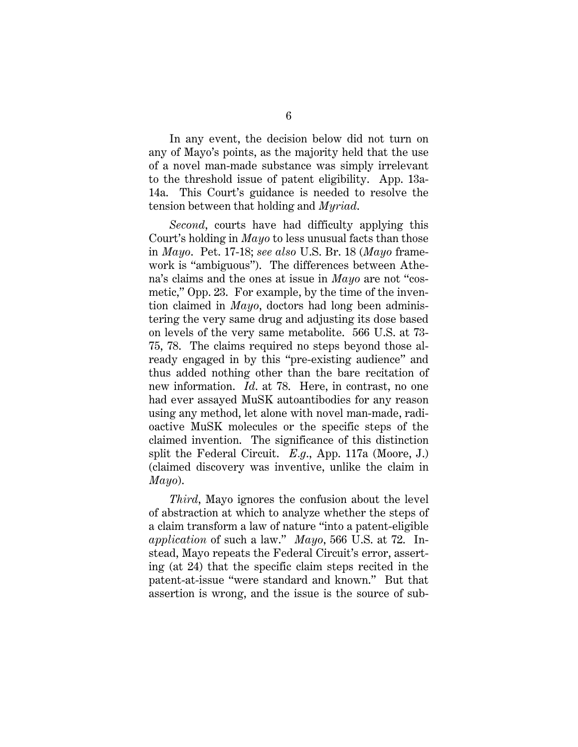In any event, the decision below did not turn on any of Mayo's points, as the majority held that the use of a novel man-made substance was simply irrelevant to the threshold issue of patent eligibility. App. 13a-14a. This Court's guidance is needed to resolve the tension between that holding and *Myriad*.

*Second*, courts have had difficulty applying this Court's holding in *Mayo* to less unusual facts than those in *Mayo*. Pet. 17-18; *see also* U.S. Br. 18 (*Mayo* framework is "ambiguous"). The differences between Athena's claims and the ones at issue in *Mayo* are not "cosmetic," Opp. 23. For example, by the time of the invention claimed in *Mayo*, doctors had long been administering the very same drug and adjusting its dose based on levels of the very same metabolite. 566 U.S. at 73-75, 78. The claims required no steps beyond those already engaged in by this "pre-existing audience" and thus added nothing other than the bare recitation of new information. *Id.* at 78. Here, in contrast, no one had ever assayed MuSK autoantibodies for any reason using any method, let alone with novel man-made, radioactive MuSK molecules or the specific steps of the claimed invention. The significance of this distinction split the Federal Circuit. *E.g.*, App. 117a (Moore, J.) (claimed discovery was inventive, unlike the claim in *Mayo*).

*Third*, Mayo ignores the confusion about the level of abstraction at which to analyze whether the steps of a claim transform a law of nature "into a patent-eligible *application* of such a law." *Mayo*, 566 U.S. at 72. Instead, Mayo repeats the Federal Circuit's error, asserting (at 24) that the specific claim steps recited in the patent-at-issue "were standard and known." But that assertion is wrong, and the issue is the source of sub-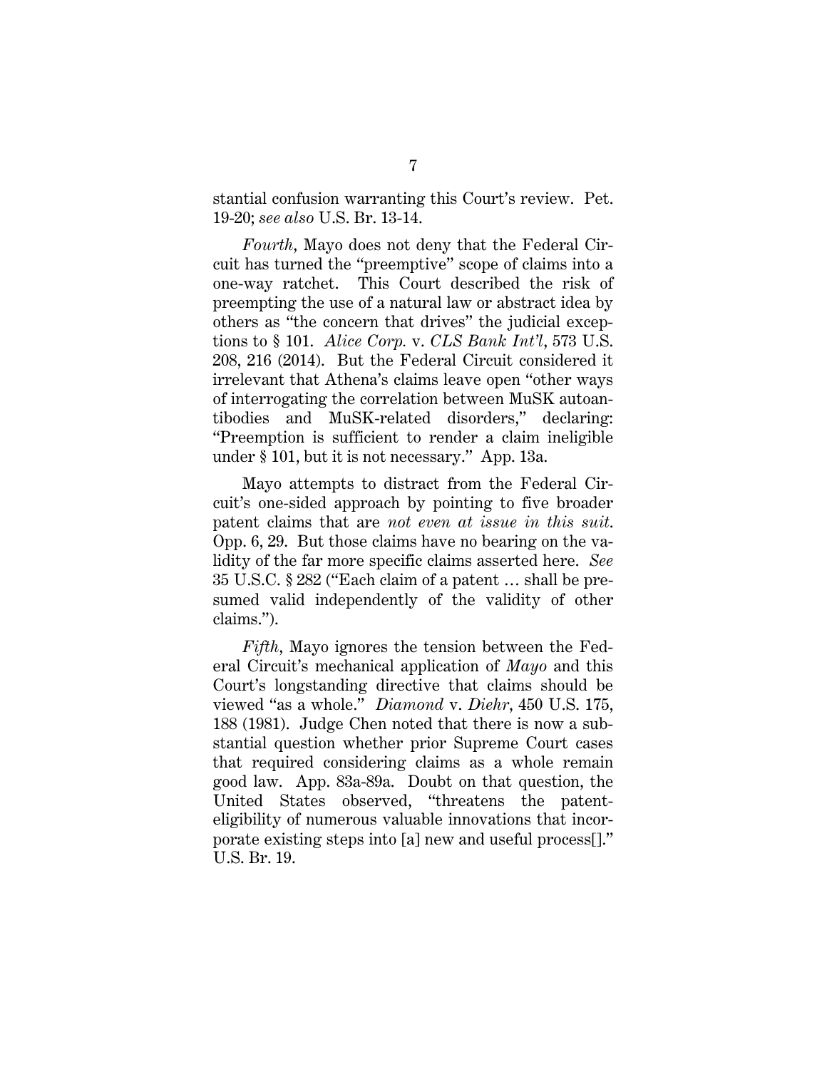stantial confusion warranting this Court's review. Pet. 19-20; *see also* U.S. Br. 13-14.

*Fourth*, Mayo does not deny that the Federal Circuit has turned the "preemptive" scope of claims into a one-way ratchet. This Court described the risk of preempting the use of a natural law or abstract idea by others as "the concern that drives" the judicial exceptions to § 101. *Alice Corp.* v. *CLS Bank Int'l*, 573 U.S. 208, 216 (2014). But the Federal Circuit considered it irrelevant that Athena's claims leave open "other ways of interrogating the correlation between MuSK autoantibodies and MuSK-related disorders," declaring: "Preemption is sufficient to render a claim ineligible under § 101, but it is not necessary." App. 13a.

Mayo attempts to distract from the Federal Circuit's one-sided approach by pointing to five broader patent claims that are *not even at issue in this suit*. Opp. 6, 29. But those claims have no bearing on the validity of the far more specific claims asserted here. *See* 35 U.S.C. § 282 ("Each claim of a patent … shall be presumed valid independently of the validity of other claims.").

*Fifth*, Mayo ignores the tension between the Federal Circuit's mechanical application of *Mayo* and this Court's longstanding directive that claims should be viewed "as a whole." *Diamond* v. *Diehr*, 450 U.S. 175, 188 (1981). Judge Chen noted that there is now a substantial question whether prior Supreme Court cases that required considering claims as a whole remain good law. App. 83a-89a. Doubt on that question, the United States observed, "threatens the patent-eligibility of numerous valuable innovations that incorporate existing steps into [a] new and useful process[]." U.S. Br. 19.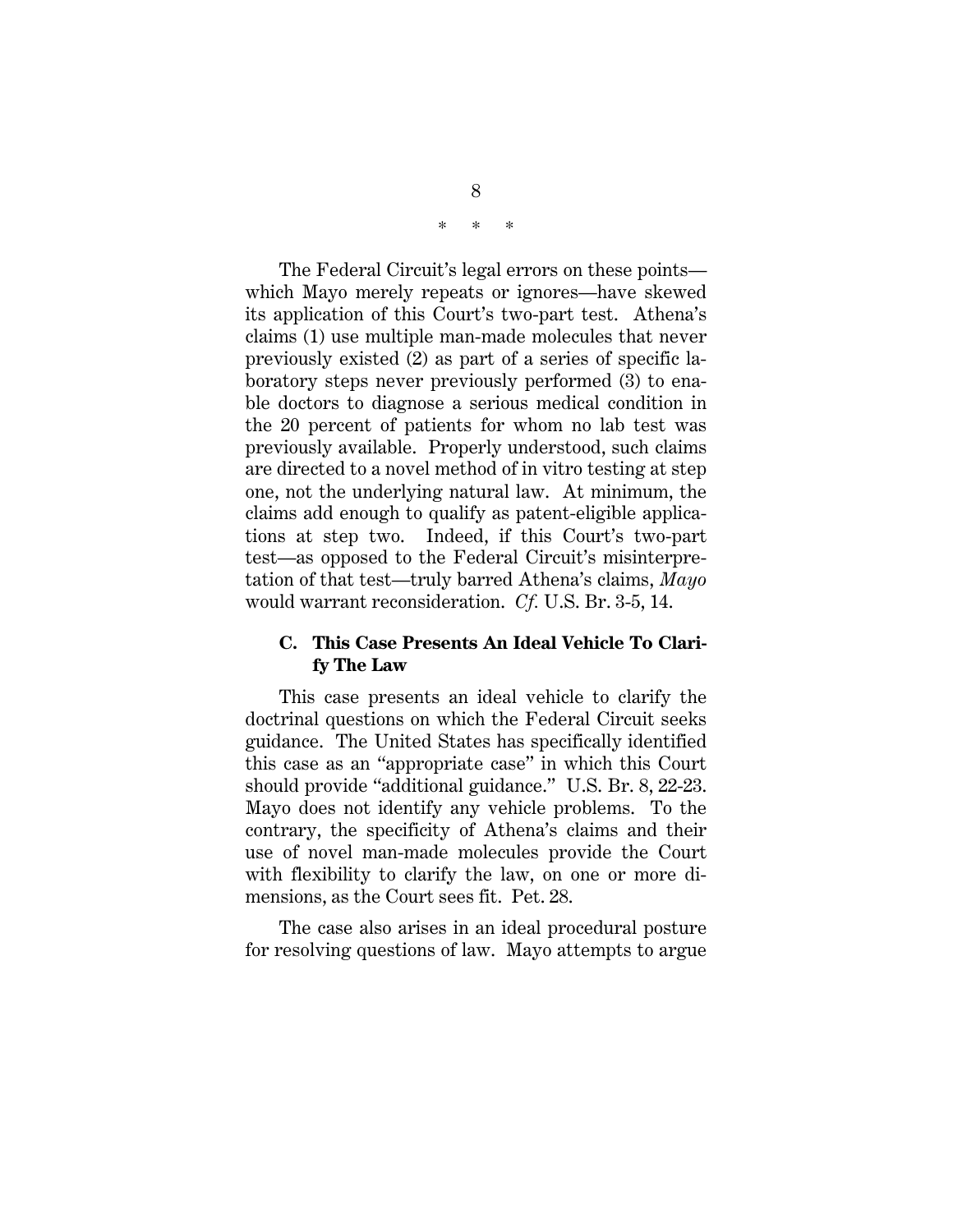\* \* \*

The Federal Circuit's legal errors on these points—which Mayo merely repeats or ignores—have skewed its application of this Court's two-part test. Athena's claims (1) use multiple man-made molecules that never previously existed (2) as part of a series of specific laboratory steps never previously performed (3) to enable doctors to diagnose a serious medical condition in the 20 percent of patients for whom no lab test was previously available. Properly understood, such claims are directed to a novel method of in vitro testing at step one, not the underlying natural law. At minimum, the claims add enough to qualify as patent-eligible applications at step two. Indeed, if this Court's two-part test—as opposed to the Federal Circuit's misinterpretation of that test—truly barred Athena's claims, *Mayo* would warrant reconsideration. *Cf.* U.S. Br. 3-5, 14.

### C. This Case Presents An Ideal Vehicle To Clarify The Law

This case presents an ideal vehicle to clarify the doctrinal questions on which the Federal Circuit seeks guidance. The United States has specifically identified this case as an "appropriate case" in which this Court should provide "additional guidance." U.S. Br. 8, 22-23. Mayo does not identify any vehicle problems. To the contrary, the specificity of Athena's claims and their use of novel man-made molecules provide the Court with flexibility to clarify the law, on one or more dimensions, as the Court sees fit. Pet. 28.

The case also arises in an ideal procedural posture for resolving questions of law. Mayo attempts to argue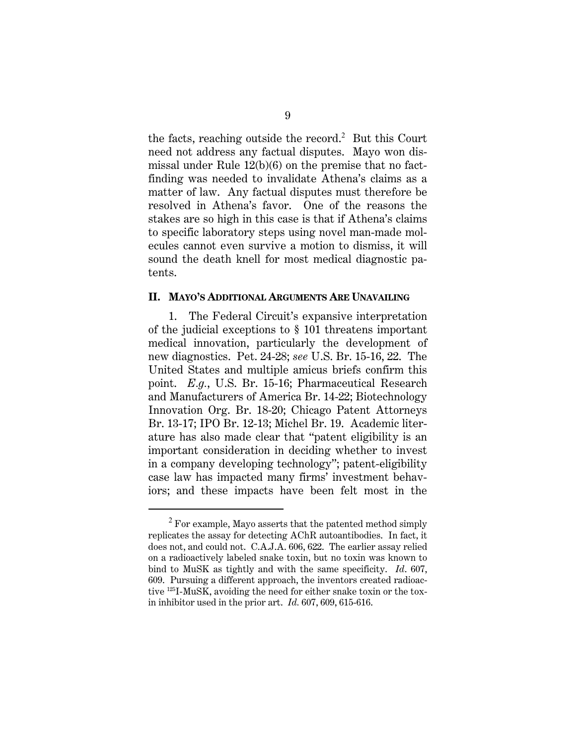the facts, reaching outside the record.[2] But this Court need not address any factual disputes. Mayo won dismissal under Rule 12(b)(6) on the premise that no fact-finding was needed to invalidate Athena's claims as a matter of law. Any factual disputes must therefore be resolved in Athena's favor. One of the reasons the stakes are so high in this case is that if Athena's claims to specific laboratory steps using novel man-made molecules cannot even survive a motion to dismiss, it will sound the death knell for most medical diagnostic patents.

## II. MAYO'S ADDITIONAL ARGUMENTS ARE UNAVAILING

1. The Federal Circuit's expansive interpretation of the judicial exceptions to § 101 threatens important medical innovation, particularly the development of new diagnostics. Pet. 24-28; *see* U.S. Br. 15-16, 22. The United States and multiple amicus briefs confirm this point. *E.g.*, U.S. Br. 15-16; Pharmaceutical Research and Manufacturers of America Br. 14-22; Biotechnology Innovation Org. Br. 18-20; Chicago Patent Attorneys Br. 13-17; IPO Br. 12-13; Michel Br. 19. Academic literature has also made clear that "patent eligibility is an important consideration in deciding whether to invest in a company developing technology"; patent-eligibility case law has impacted many firms' investment behaviors; and these impacts have been felt most in the

---

[2] For example, Mayo asserts that the patented method simply replicates the assay for detecting AChR autoantibodies. In fact, it does not, and could not. C.A.J.A. 606, 622. The earlier assay relied on a radioactively labeled snake toxin, but no toxin was known to bind to MuSK as tightly and with the same specificity. *Id*. 607, 609. Pursuing a different approach, the inventors created radioactive $^{125}$I-MuSK, avoiding the need for either snake toxin or the toxin inhibitor used in the prior art. *Id.* 607, 609, 615-616.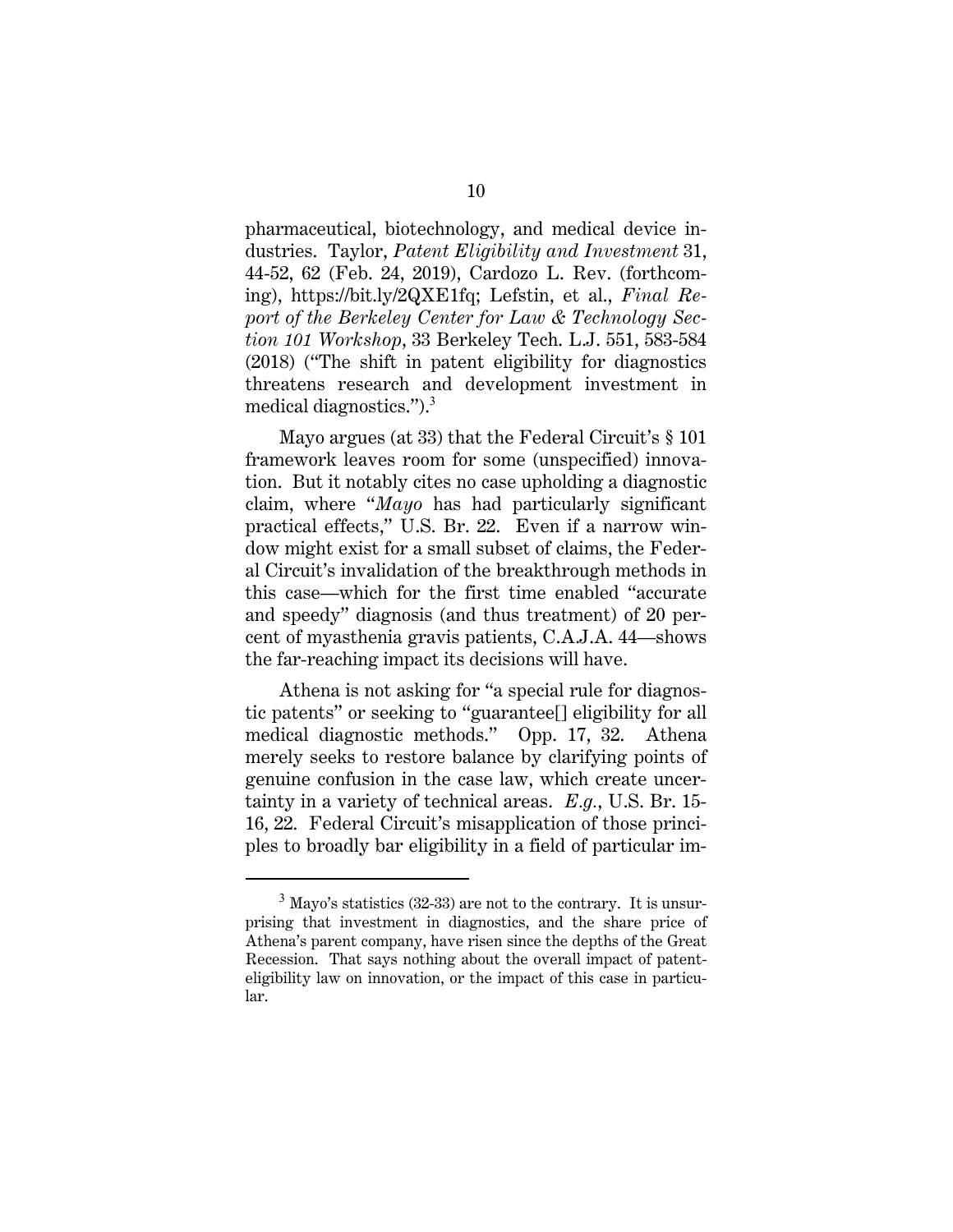pharmaceutical, biotechnology, and medical device industries. Taylor, *Patent Eligibility and Investment* 31, 44-52, 62 (Feb. 24, 2019), Cardozo L. Rev. (forthcoming), https://bit.ly/2QXE1fq; Lefstin, et al., *Final Report of the Berkeley Center for Law & Technology Section 101 Workshop*, 33 Berkeley Tech. L.J. 551, 583-584 (2018) ("The shift in patent eligibility for diagnostics threatens research and development investment in medical diagnostics.").[3]

Mayo argues (at 33) that the Federal Circuit's § 101 framework leaves room for some (unspecified) innovation. But it notably cites no case upholding a diagnostic claim, where "*Mayo* has had particularly significant practical effects," U.S. Br. 22. Even if a narrow window might exist for a small subset of claims, the Federal Circuit's invalidation of the breakthrough methods in this case—which for the first time enabled "accurate and speedy" diagnosis (and thus treatment) of 20 percent of myasthenia gravis patients, C.A.J.A. 44—shows the far-reaching impact its decisions will have.

Athena is not asking for "a special rule for diagnostic patents" or seeking to "guarantee[] eligibility for all medical diagnostic methods." Opp. 17, 32. Athena merely seeks to restore balance by clarifying points of genuine confusion in the case law, which create uncertainty in a variety of technical areas. *E.g.*, U.S. Br. 15-16, 22. Federal Circuit's misapplication of those principles to broadly bar eligibility in a field of particular im-

---

[3] Mayo's statistics (32-33) are not to the contrary. It is unsurprising that investment in diagnostics, and the share price of Athena's parent company, have risen since the depths of the Great Recession. That says nothing about the overall impact of patent-eligibility law on innovation, or the impact of this case in particular.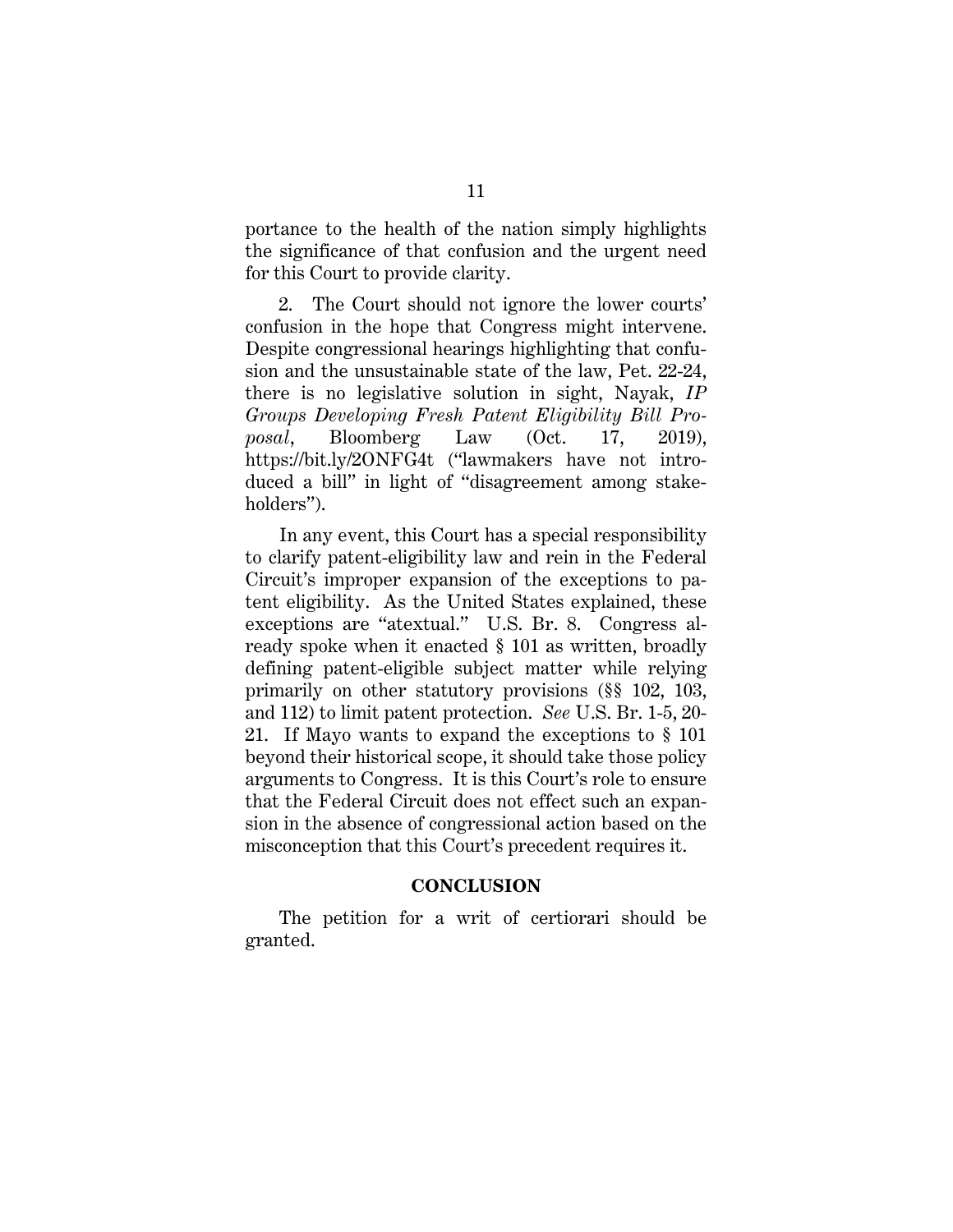portance to the health of the nation simply highlights the significance of that confusion and the urgent need for this Court to provide clarity.

2. The Court should not ignore the lower courts' confusion in the hope that Congress might intervene. Despite congressional hearings highlighting that confusion and the unsustainable state of the law, Pet. 22-24, there is no legislative solution in sight, Nayak, *IP Groups Developing Fresh Patent Eligibility Bill Proposal*, Bloomberg Law (Oct. 17, 2019), https://bit.ly/2ONFG4t ("lawmakers have not introduced a bill" in light of "disagreement among stakeholders").

In any event, this Court has a special responsibility to clarify patent-eligibility law and rein in the Federal Circuit's improper expansion of the exceptions to patent eligibility. As the United States explained, these exceptions are "atextual." U.S. Br. 8. Congress already spoke when it enacted § 101 as written, broadly defining patent-eligible subject matter while relying primarily on other statutory provisions (§§ 102, 103, and 112) to limit patent protection. *See* U.S. Br. 1-5, 20-21. If Mayo wants to expand the exceptions to § 101 beyond their historical scope, it should take those policy arguments to Congress. It is this Court's role to ensure that the Federal Circuit does not effect such an expansion in the absence of congressional action based on the misconception that this Court's precedent requires it.

## CONCLUSION

The petition for a writ of certiorari should be granted.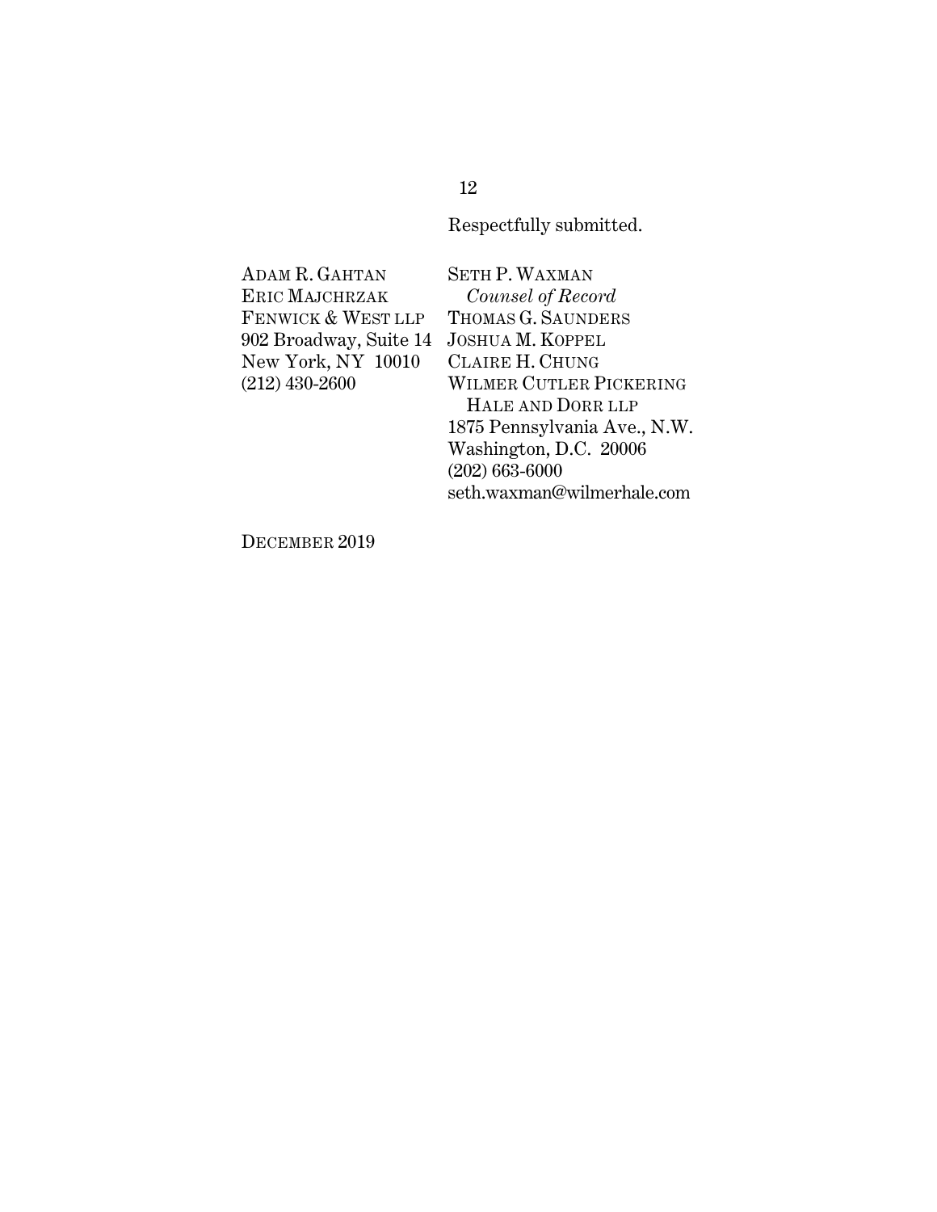Respectfully submitted.

ADAM R. GAHTAN
ERIC MAJCHRZAK
FENWICK & WEST LLP
902 Broadway, Suite 14
New York, NY 10010
(212) 430-2600

SETH P. WAXMAN
*Counsel of Record*
THOMAS G. SAUNDERS
JOSHUA M. KOPPEL
CLAIRE H. CHUNG
WILMER CUTLER PICKERING
HALE AND DORR LLP
1875 Pennsylvania Ave., N.W.
Washington, D.C. 20006
(202) 663-6000
seth.waxman@wilmerhale.com

DECEMBER 2019